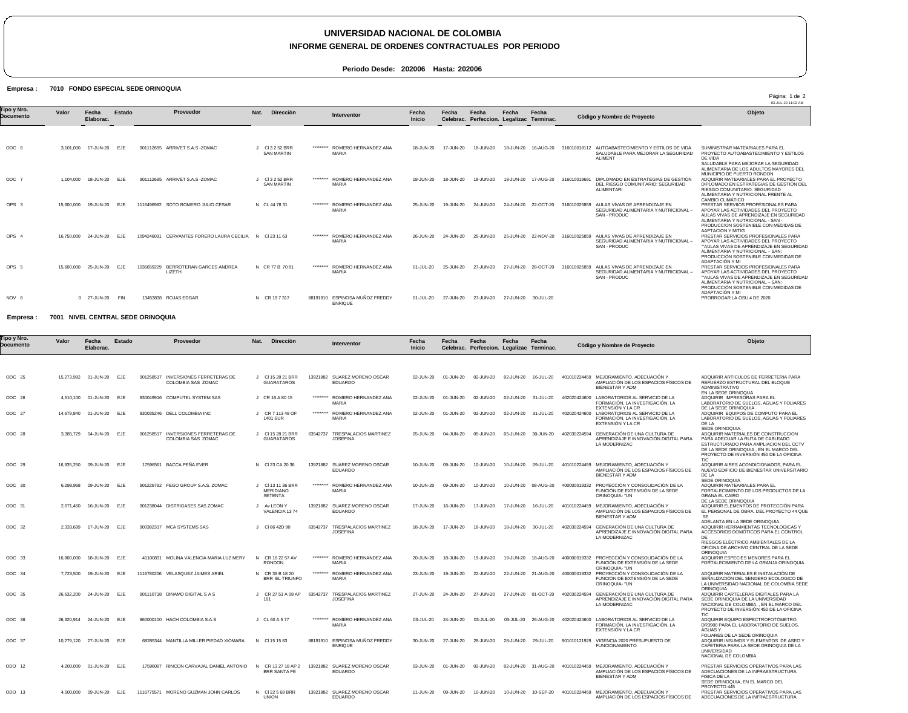# UNIVERSIDAD NACIONAL DE COLOMBIA

## INFORME GENERAL DE ORDENES CONTRACTUALES POR PERIODO

**Periodo Desde: 202006 Hasta: 202006**

**Empresa : 7010 FONDO ESPECIAL SEDE ORINOQUIA**

| Tipo y Nro. Documento | Valor | Fecha Elaborac. | Estado | Proveedor | Nat. | Dirección | Interventor | Fecha Inicio | Fecha Celebrac. | Fecha Perfeccion. | Fecha Legalizac | Fecha Terminac. | Código y Nombre de Proyecto | Objeto |
|---|---|---|---|---|---|---|---|---|---|---|---|---|---|---|
| ODC 6 | 3,101,000 | 17-JUN-20 | EJE | 901112695 ARRIVET S.A.S -ZOMAC | J | Cl 3 2 52 BRR SAN MARTIN | ********* ROMERO HERNANDEZ ANA MARIA | 18-JUN-20 | 17-JUN-20 | 18-JUN-20 | 18-JUN-20 | 16-AUG-20 | 316010018112 AUTOABASTECIMIENTO Y ESTILOS DE VIDA SALUDABLE PARA MEJORAR LA SEGURIDAD ALIMENT | SUMINISTRAR MATEARIALES PARA EL PROYECTO AUTOABASTECIMIENTO Y ESTILOS DE VIDA SALUDABLE PARA MEJORAR LA SEGURIDAD ALIMENTARIA DE LOS ADULTOS MAYORES DEL MUNICIPIO DE PUERTO RONDON |
| ODC 7 | 1,104,000 | 18-JUN-20 | EJE | 901112695 ARRIVET S.A.S -ZOMAC | J | Cl 3 2 52 BRR SAN MARTIN | ********* ROMERO HERNANDEZ ANA MARIA | 19-JUN-20 | 18-JUN-20 | 18-JUN-20 | 18-JUN-20 | 17-AUG-20 | 316010019691 DIPLOMADO EN ESTRATEGIAS DE GESTION DEL RIESGO COMUNITARIO: SEGURIDAD ALIMENTARI | ADQUIRIR MATEARIALES PARA EL PROYECTO DIPLOMADO EN ESTRATEGIAS DE GESTION DEL RIESGO COMUNITARIO: SEGURIDAD ALIMENTARIA Y NUTRICIONAL FRENTE AL CAMBIO CLIMÁTICO |
| OPS 3 | 15,600,000 | 19-JUN-20 | EJE | 1116496982 SOTO ROMERO JULIO CESAR | N | CL 44 78 31 | ********* ROMERO HERNANDEZ ANA MARIA | 25-JUN-20 | 19-JUN-20 | 24-JUN-20 | 24-JUN-20 | 22-OCT-20 | 316010025859 AULAS VIVAS DE APRENDIZAJE EN SEGURIDAD ALIMENTARIA Y NUTRICIONAL – SAN - PRODUC | PRESTAR SERVIIOS PROFESIONALES PARA APOYAR LAS ACTIVIDADES DEL PROYECTO AULAS VIVAS DE APRENDIZAJE EN SEGURIDAD ALIMENTARIA Y NUTRICIONAL - SAN - PRODUCCION SOSTENIBLE CON MEDIDAS DE AAPTACION Y MITIG |
| OPS 4 | 16,750,000 | 24-JUN-20 | EJE | 1094246031 CERVANTES FORERO LAURA CECILIA | N | Cl 23 11 63 | ********* ROMERO HERNANDEZ ANA MARIA | 26-JUN-20 | 24-JUN-20 | 25-JUN-20 | 25-JUN-20 | 22-NOV-20 | 316010025859 AULAS VIVAS DE APRENDIZAJE EN SEGURIDAD ALIMENTARIA Y NUTRICIONAL – SAN - PRODUC | PRESTAR SERVICIOS PROFESIONALES PARA APOYAR LAS ACTIVIDADES DEL PROYECTO "AULAS VIVAS DE APRENDIZAJE EN SEGURIDAD ALIMENTARIA Y NUTRICIONAL – SAN: PRODUCCIÓN SOSTENIBLE CON MEDIDAS DE ADAPTACIÓN Y MI |
| OPS 5 | 15,600,000 | 25-JUN-20 | EJE | 1036659229 BERROTERAN GARCES ANDREA LIZETH | N | CR 77 B 70 81 | ********* ROMERO HERNANDEZ ANA MARIA | 01-JUL-20 | 25-JUN-20 | 27-JUN-20 | 27-JUN-20 | 28-OCT-20 | 316010025859 AULAS VIVAS DE APRENDIZAJE EN SEGURIDAD ALIMENTARIA Y NUTRICIONAL – SAN - PRODUC | PRESTAR SERVICIOS PROFESIONALES PARA APOYAR LAS ACTIVIDADES DEL PROYECTO "AULAS VIVAS DE APRENDIZAJE EN SEGURIDAD ALIMENTARIA Y NUTRICIONAL – SAN: PRODUCCIÓN SOSTENIBLE CON MEDIDAS DE ADAPTACIÓN Y MI |
| NOV 6 | 0 | 27-JUN-20 | FIN | 13453838 ROJAS EDGAR | N | CR 19 7 317 | 88191910 ESPINOSA MUÑOZ FREDDY ENRIQUE | 01-JUL-20 | 27-JUN-20 | 27-JUN-20 | 27-JUN-20 | 30-JUL-20 | | PRORROGAR LA OSU 4 DE 2020 |

**Empresa : 7001 NIVEL CENTRAL SEDE ORINOQUIA**

| Tipo y Nro. Documento | Valor | Fecha Elaborac. | Estado | Proveedor | Nat. | Dirección | Interventor | Fecha Inicio | Fecha Celebrac. | Fecha Perfeccion. | Fecha Legalizac | Fecha Terminac. | Código y Nombre de Proyecto | Objeto |
|---|---|---|---|---|---|---|---|---|---|---|---|---|---|---|
| ODC 25 | 15,273,992 | 01-JUN-20 | EJE | 901258517 INVERSIONES FERRETERAS DE COLOMBIA SAS ZOMAC | J | Cl 15 28 21 BRR GUARATAROS | 13921882 SUAREZ MORENO OSCAR EDUARDO | 02-JUN-20 | 01-JUN-20 | 02-JUN-20 | 02-JUN-20 | 16-JUL-20 | 401010224459 MEJORAMIENTO, ADECUACIÓN Y AMPLIACIÓN DE LOS ESPACIOS FÍSICOS DE BIENESTAR Y ADM | ADQUIRIR ARTICULOS DE FERRETERIA PARA REFUERZO ESTRUCTURAL DEL BLOQUE ADMINISTRATIVO EN LA SEDE ORINOQUA |
| ODC 26 | 4,510,100 | 01-JUN-20 | EJE | 830049916 COMPUTEL SYSTEM SAS | J | CR 16 A 80 15 | ********* ROMERO HERNANDEZ ANA MARIA | 02-JUN-20 | 01-JUN-20 | 02-JUN-20 | 02-JUN-20 | 31-JUL-20 | 402020424600 LABORATORIOS AL SERVICIO DE LA FORMACIÓN, LA INVESTIGACIÓN, LA EXTENSIÓN Y LA CR | ADQUIRIR IMPRESORAS PARA EL LABORATORIO DE SUELOS, AGUAS Y FOLIARES DE LA SEDE ORINOQUIA |
| ODC 27 | 14,679,840 | 01-JUN-20 | EJE | 830035246 DELL COLOMBIA INC | J | CR 7 113 48 OF 1401 SUR | ********* ROMERO HERNANDEZ ANA MARIA | 02-JUN-20 | 01-JUN-20 | 02-JUN-20 | 02-JUN-20 | 31-JUL-20 | 402020424600 LABORATORIOS AL SERVICIO DE LA FORMACIÓN, LA INVESTIGACIÓN, LA EXTENSIÓN Y LA CR | ADQUIRIR EQUIPOS DE COMPUTO PARA EL LABORATORIO DE SUELOS, AGUAS Y FOLIARES DE LA SEDE ORINOQUIA. |
| ODC 28 | 3,385,729 | 04-JUN-20 | EJE | 901258517 INVERSIONES FERRETERAS DE COLOMBIA SAS ZOMAC | J | Cl 15 28 21 BRR GUARATAROS | 63542737 TRESPALACIOS MARTINEZ JOSEFINA | 05-JUN-20 | 04-JUN-20 | 05-JUN-20 | 05-JUN-20 | 30-JUN-20 | 402030224594 GENERACIÓN DE UNA CULTURA DE APRENDIZAJE E INNOVACIÓN DIGITAL PARA LA MODERNIZAC | ADQUIRIR MATERIALES DE CONSTRUCCION PARA ADECUAR LA RUTA DE CABLEADO ESTRUCTURADO PARA AMPLIACION DEL CCTV DE LA SEDE ORINOQUIA , EN EL MARCO DEL PROYECTO DE INVERSIÓN 450 DE LA OFICINA TIC |
| ODC 29 | 16,935,250 | 09-JUN-20 | EJE | 17596561 BACCA PEÑA EVER | N | Cl 23 CA 20 36 | 13921882 SUAREZ MORENO OSCAR EDUARDO | 10-JUN-20 | 09-JUN-20 | 10-JUN-20 | 10-JUN-20 | 09-JUL-20 | 401010224459 MEJORAMIENTO, ADECUACIÓN Y AMPLIACIÓN DE LOS ESPACIOS FÍSICOS DE BIENESTAR Y ADM | ADQUIRIR AIRES ACONDICIONADOS, PARA EL NUEVO EDIFICIO DE BIENESTAR UNIVERSITARIO DE LA SEDE ORINOQUIA |
| ODC 30 | 6,298,968 | 09-JUN-20 | EJE | 901226792 FEGO GROUP S.A.S. ZOMAC | J | Cl 13 11 36 BRR MERIDIANO SETENTA | ********* ROMERO HERNANDEZ ANA MARIA | 10-JUN-20 | 09-JUN-20 | 10-JUN-20 | 10-JUN-20 | 08-AUG-20 | 400000019332 PROYECCIÓN Y CONSOLIDACIÓN DE LA FUNCIÓN DE EXTENSIÓN DE LA SEDE ORINOQUIA- "UN | ADQUIRIR MATEARIALES PARA EL FORTALECIMIENTO DE LOS PRODUCTOS DE LA GRANA EL CAIRO DE LA SEDE ORINOQUIA |
| ODC 31 | 2,671,460 | 16-JUN-20 | EJE | 901238044 DISTRIGASES SAS ZOMAC | J | Av LEON Y VALENCIA 13 74 | 13921882 SUAREZ MORENO OSCAR EDUARDO | 17-JUN-20 | 16-JUN-20 | 17-JUN-20 | 17-JUN-20 | 16-JUL-20 | 401010224459 MEJORAMIENTO, ADECUACIÓN Y AMPLIACIÓN DE LOS ESPACIOS FÍSICOS DE BIENESTAR Y ADM | ADQUIRIR ELEMENTOS DE PROTECCIÓN PARA EL PERSONAL DE OBRA, DEL PROYECTO 44 QUE SE ADELANTA EN LA SEDE ORINOQUIA. |
| ODC 32 | 2,333,699 | 17-JUN-20 | EJE | 900382317 MCA SYSTEMS SAS | J | Cl 86 42D 90 | 63542737 TRESPALACIOS MARTINEZ JOSEFINA | 18-JUN-20 | 17-JUN-20 | 18-JUN-20 | 18-JUN-20 | 30-JUL-20 | 402030224594 GENERACIÓN DE UNA CULTURA DE APRENDIZAJE E INNOVACIÓN DIGITAL PARA LA MODERNIZAC | ADQUIRIR HERRAMIENTAS TECNOLOGICAS Y ACCESORIOS DOMÓTICOS PARA EL CONTROL DE RIESGOS ELÉCTRICO AMBIENTALES DE LA OFICINA DE ARCHIVO CENTRAL DE LA SEDE ORINOQUIA |
| ODC 33 | 16,800,000 | 18-JUN-20 | EJE | 41100831 MOLINA VALENCIA MARIA LUZ MERY | N | CR 16 22 57 AV RONDON | ********* ROMERO HERNANDEZ ANA MARIA | 20-JUN-20 | 18-JUN-20 | 19-JUN-20 | 19-JUN-20 | 18-AUG-20 | 400000019332 PROYECCIÓN Y CONSOLIDACIÓN DE LA FUNCIÓN DE EXTENSIÓN DE LA SEDE ORINOQUIA- "UN | ADQUIRIR ESPECIES MENORES PARA EL FORTALECIMIENTO DE LA GRANJA ORINOQUIA |
| ODC 34 | 7,723,500 | 19-JUN-20 | EJE | 1116780206 VELASQUEZ JAIMES ARIEL | N | CR 39 B 18 20 BRR EL TRIUNFO | ********* ROMERO HERNANDEZ ANA MARIA | 23-JUN-20 | 19-JUN-20 | 22-JUN-20 | 22-JUN-20 | 21-AUG-20 | 400000019332 PROYECCIÓN Y CONSOLIDACIÓN DE LA FUNCIÓN DE EXTENSIÓN DE LA SEDE ORINOQUIA- "UN | ADQUIRIR MATERIALES E INSTALACIÓN DE SEÑALIZACIÓN DEL SENDERO ECOLOGICO DE LA UNIVERSIDAD NACIONAL DE COLOMBIA SEDE ORINOQUIA |
| ODC 35 | 26,632,200 | 24-JUN-20 | EJE | 901110718 DINAMO DIGITAL S A S | J | CR 27 51 A 08 AP 101 | 63542737 TRESPALACIOS MARTINEZ JOSEFINA | 27-JUN-20 | 24-JUN-20 | 27-JUN-20 | 27-JUN-20 | 01-OCT-20 | 402030224594 GENERACIÓN DE UNA CULTURA DE APRENDIZAJE E INNOVACIÓN DIGITAL PARA LA MODERNIZAC | ADQUIRIR CARTELERAS DIGITALES PARA LA SEDE ORINOQUIA DE LA UNIVERSIDAD NACIONAL DE COLOMBIA, , EN EL MARCO DEL PROYECTO DE INVERSIÓN 450 DE LA OFICINA TIC |
| ODC 36 | 26,320,914 | 24-JUN-20 | EJE | 860000100 HACH COLOMBIA S.A.S | J | CL 60 A 5 77 | ********* ROMERO HERNANDEZ ANA MARIA | 03-JUL-20 | 24-JUN-20 | 03-JUL-20 | 03-JUL-20 | 26-AUG-20 | 402020424600 LABORATORIOS AL SERVICIO DE LA FORMACIÓN, LA INVESTIGACIÓN, LA EXTENSIÓN Y LA CR | ADQUIRIR EQUIPO ESPECTROFOTÓMETRO DR3900 PARA EL LABORATORIO DE SUELOS, AGUAS Y FOLIARES DE LA SEDE ORINOQUIA |
| ODC 37 | 10,279,120 | 27-JUN-20 | EJE | 68285344 MANTILLA MILLER PIEDAD XIOMARA | N | Cl 15 15 83 | 88191910 ESPINOSA MUÑOZ FREDDY ENRIQUE | 30-JUN-20 | 27-JUN-20 | 28-JUN-20 | 28-JUN-20 | 29-JUL-20 | 901010121929 VIGENCIA 2020 PRESUPUESTO DE FUNCIONAMIENTO | ADQUIRIR INSUMOS Y ELEMENTOS DE ASEO Y CAFETERIA PARA LA SEDE ORINOQUIA DE LA UNIVERSIDAD NACIONAL DE COLOMBIA. |
| ODO 12 | 4,200,000 | 01-JUN-20 | EJE | 17596097 RINCON CARVAJAL DANIEL ANTONIO | N | CR 13 27 18 AP 2 BRR SANTA FE | 13921882 SUAREZ MORENO OSCAR EDUARDO | 03-JUN-20 | 01-JUN-20 | 02-JUN-20 | 02-JUN-20 | 31-AUG-20 | 401010224459 MEJORAMIENTO, ADECUACIÓN Y AMPLIACIÓN DE LOS ESPACIOS FÍSICOS DE BIENESTAR Y ADM | PRESTAR SERVICIOS OPERATIVOS PARA LAS ADECUACIONES DE LA INFRAESTRUCTURA FISICA DE LA SEDE ORINOQUIA, EN EL MARCO DEL PROYECTO 445 |
| ODO 13 | 4,500,000 | 09-JUN-20 | EJE | 1116775571 MORENO GUZMAN JOHN CARLOS | N | Cl 22 5 68 BRR UNION | 13921882 SUAREZ MORENO OSCAR EDUARDO | 11-JUN-20 | 09-JUN-20 | 10-JUN-20 | 10-JUN-20 | 10-SEP-20 | 401010224459 MEJORAMIENTO, ADECUACIÓN Y AMPLIACIÓN DE LOS ESPACIOS FÍSICOS DE | PRESTAR SERVICIOS OPERATIVOS PARA LAS ADECUACIONES DE LA INFRAESTRUCTURA |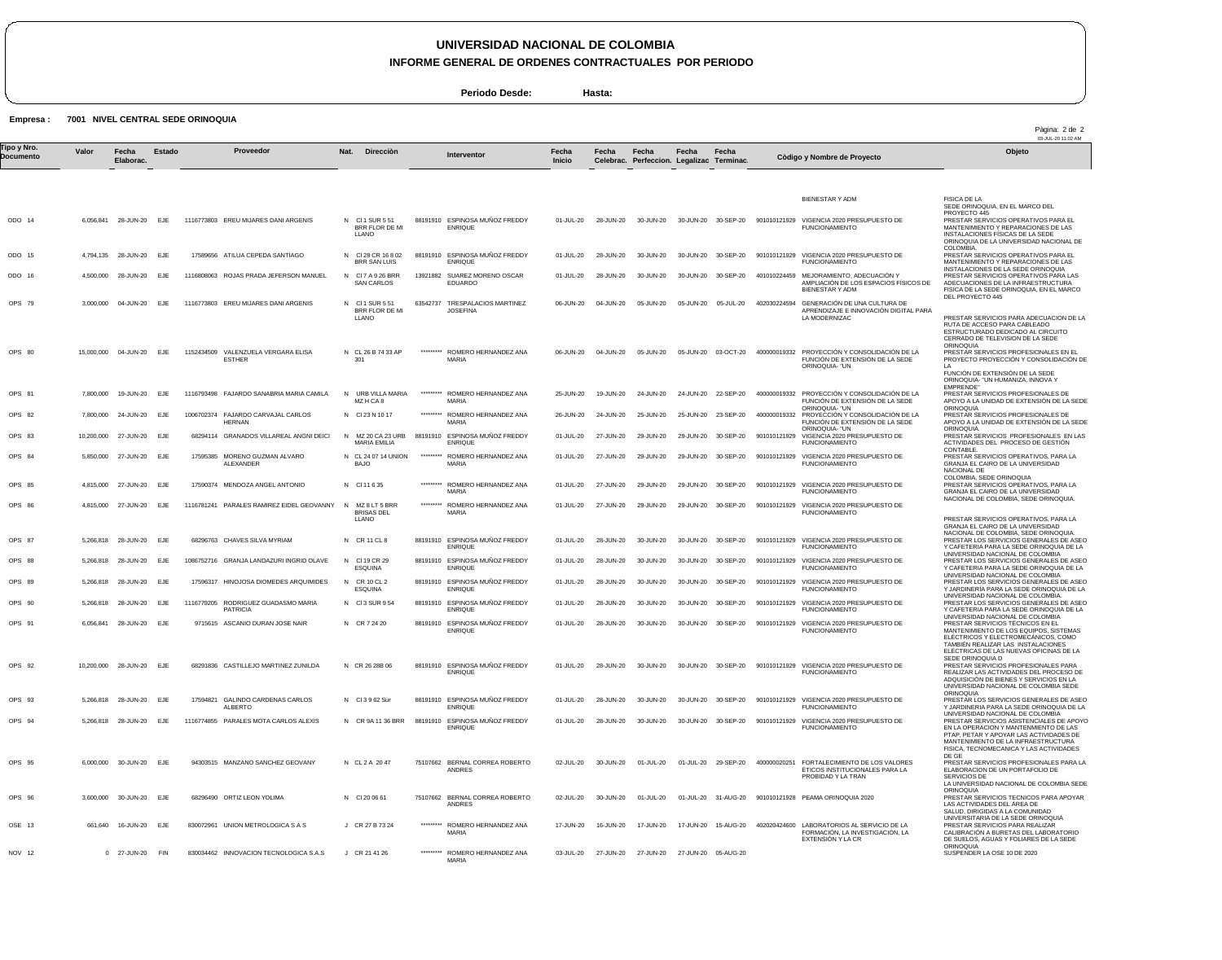# UNIVERSIDAD NACIONAL DE COLOMBIA

## INFORME GENERAL DE ORDENES CONTRACTUALES POR PERIODO

**Periodo Desde:** **Hasta:**

**Empresa :** **7001 NIVEL CENTRAL SEDE ORINOQUIA**

03-JUL-20 11:02 AM

| Tipo y Nro. Documento | Valor | Fecha Elaborac. | Estado | Proveedor | Nat. | Dirección | Interventor | Fecha Inicio | Fecha Celebrac. | Fecha Perfeccion. | Fecha Legalizac | Fecha Terminac. | Còdigo y Nombre de Proyecto | Objeto |
|---|---|---|---|---|---|---|---|---|---|---|---|---|---|---|
| | | | | | | | | | | | | | BIENESTAR Y ADM | FISICA DE LA SEDE ORINOQUIA, EN EL MARCO DEL PROYECTO 445 |
| ODO 14 | 6,056,841 | 28-JUN-20 | EJE | 1116773803 EREU MIJARES DANI ARGENIS | N | Cl 1 SUR 5 51 BRR FLOR DE MI LLANO | 88191910 ESPINOSA MUÑOZ FREDDY ENRIQUE | 01-JUL-20 | 28-JUN-20 | 30-JUN-20 | 30-JUN-20 | 30-SEP-20 | 901010121929 VIGENCIA 2020 PRESUPUESTO DE FUNCIONAMIENTO | PRESTAR SERVICIOS OPERATIVOS PARA EL MANTENIMIENTO Y REPARACIONES DE LAS INSTALACIONES FÍSICAS DE LA SEDE ORINOQUIA DE LA UNIVERSIDAD NACIONAL DE COLOMBIA. |
| ODO 15 | 4,794,135 | 28-JUN-20 | EJE | 17589656 ATILUA CEPEDA SANTIAGO | N | Cl 28 CR 16 8 02 BRR SAN LUIS | 88191910 ESPINOSA MUÑOZ FREDDY ENRIQUE | 01-JUL-20 | 28-JUN-20 | 30-JUN-20 | 30-JUN-20 | 30-SEP-20 | 901010121929 VIGENCIA 2020 PRESUPUESTO DE FUNCIONAMIENTO | PRESTAR SERVICIOS OPERATIVOS PARA EL MANTENIMIENTO Y REPARACIONES DE LAS INSTALACIONES DE LA SEDE ORINOQUIA |
| ODO 16 | 4,500,000 | 28-JUN-20 | EJE | 1116808063 ROJAS PRADA JEFERSON MANUEL | N | Cl 7 A 9 26 BRR SAN CARLOS | 13921882 SUAREZ MORENO OSCAR EDUARDO | 01-JUL-20 | 28-JUN-20 | 30-JUN-20 | 30-JUN-20 | 30-SEP-20 | 401010224459 MEJORAMIENTO, ADECUACIÓN Y AMPLIACIÓN DE LOS ESPACIOS FÍSICOS DE BIENESTAR Y ADM | PRESTAR SERVICIOS OPERATIVOS PARA LAS ADECUACIONES DE LA INFRAESTRUCTURA FISICA DE LA SEDE ORINOQUIA, EN EL MARCO DEL PROYECTO 445 |
| OPS 79 | 3,000,000 | 04-JUN-20 | EJE | 1116773803 EREU MIJARES DANI ARGENIS | N | Cl 1 SUR 5 51 BRR FLOR DE MI LLANO | 63542737 TRESPALACIOS MARTINEZ JOSEFINA | 06-JUN-20 | 04-JUN-20 | 05-JUN-20 | 05-JUN-20 | 05-JUL-20 | 402030224594 GENERACIÓN DE UNA CULTURA DE APRENDIZAJE E INNOVACIÓN DIGITAL PARA LA MODERNIZAC | PRESTAR SERVICIOS PARA ADECUACION DE LA RUTA DE ACCESO PARA CABLEADO ESTRUCTURADO DEDICADO AL CIRCUITO CERRADO DE TELEVISION DE LA SEDE ORINOQUIA |
| OPS 80 | 15,000,000 | 04-JUN-20 | EJE | 1152434509 VALENZUELA VERGARA ELISA ESTHER | N | CL 26 B 74 33 AP 301 | ********* ROMERO HERNANDEZ ANA MARIA | 06-JUN-20 | 04-JUN-20 | 05-JUN-20 | 05-JUN-20 | 03-OCT-20 | 400000019332 PROYECCIÓN Y CONSOLIDACIÓN DE LA FUNCIÓN DE EXTENSIÓN DE LA SEDE ORINOQUIA- "UN | PRESTAR SERVICIOS PROFESIONALES EN EL PROYECTO PROYECCIÓN Y CONSOLIDACIÓN DE LA FUNCIÓN DE EXTENSIÓN DE LA SEDE ORINOQUIA- "UN HUMANIZA, INNOVA Y EMPRENDE" |
| OPS 81 | 7,800,000 | 19-JUN-20 | EJE | 1116793498 FAJARDO SANABRIA MARIA CAMILA | N | URB VILLA MARIA MZ H CA 8 | ********* ROMERO HERNANDEZ ANA MARIA | 25-JUN-20 | 19-JUN-20 | 24-JUN-20 | 24-JUN-20 | 22-SEP-20 | 400000019332 PROYECCIÓN Y CONSOLIDACIÓN DE LA FUNCIÓN DE EXTENSIÓN DE LA SEDE ORINOQUIA- "UN | PRESTAR SERVICIOS PROFESIONALES DE APOYO A LA UNIDAD DE EXTENSIÓN DE LA SEDE ORINOQUIA |
| OPS 82 | 7,800,000 | 24-JUN-20 | EJE | 1006702374 FAJARDO CARVAJAL CARLOS HERNAN | N | Cl 23 N 10 17 | ********* ROMERO HERNANDEZ ANA MARIA | 26-JUN-20 | 24-JUN-20 | 25-JUN-20 | 25-JUN-20 | 23-SEP-20 | 400000019332 PROYECCIÓN Y CONSOLIDACIÓN DE LA FUNCIÓN DE EXTENSIÓN DE LA SEDE ORINOQUIA- "UN | PRESTAR SERVICIOS PROFESIONALES DE APOYO A LA UNIDAD DE EXTENSIÓN DE LA SEDE ORINOQUIA. |
| OPS 83 | 10,200,000 | 27-JUN-20 | EJE | 68294114 GRANADOS VILLAREAL ANGNI DEICI | N | MZ 20 CA 23 URB MARIA EMILIA | 88191910 ESPINOSA MUÑOZ FREDDY ENRIQUE | 01-JUL-20 | 27-JUN-20 | 29-JUN-20 | 29-JUN-20 | 30-SEP-20 | 901010121929 VIGENCIA 2020 PRESUPUESTO DE FUNCIONAMIENTO | PRESTAR SERVICIOS PROFESIONALES EN LAS ACTIVIDADES DEL PROCESO DE GESTIÓN CONTABLE. |
| OPS 84 | 5,850,000 | 27-JUN-20 | EJE | 17595385 MORENO GUZMAN ALVARO ALEXANDER | N | CL 24 07 14 UNION BAJO | ********* ROMERO HERNANDEZ ANA MARIA | 01-JUL-20 | 27-JUN-20 | 29-JUN-20 | 29-JUN-20 | 30-SEP-20 | 901010121929 VIGENCIA 2020 PRESUPUESTO DE FUNCIONAMIENTO | PRESTAR SERVICIOS OPERATIVOS, PARA LA GRANJA EL CAIRO DE LA UNIVERSIDAD NACIONAL DE COLOMBIA, SEDE ORINOQUIA |
| OPS 85 | 4,815,000 | 27-JUN-20 | EJE | 17590374 MENDOZA ANGEL ANTONIO | N | Cl 11 6 35 | ********* ROMERO HERNANDEZ ANA MARIA | 01-JUL-20 | 27-JUN-20 | 29-JUN-20 | 29-JUN-20 | 30-SEP-20 | 901010121929 VIGENCIA 2020 PRESUPUESTO DE FUNCIONAMIENTO | PRESTAR SERVICIOS OPERATIVOS, PARA LA GRANJA EL CAIRO DE LA UNIVERSIDAD NACIONAL DE COLOMBIA, SEDE ORINOQUIA. |
| OPS 86 | 4,815,000 | 27-JUN-20 | EJE | 1116781241 PARALES RAMIREZ EIDEL GEOVANNY | N | MZ 8 LT 5 BRR BRISAS DEL LLANO | ********* ROMERO HERNANDEZ ANA MARIA | 01-JUL-20 | 27-JUN-20 | 29-JUN-20 | 29-JUN-20 | 30-SEP-20 | 901010121929 VIGENCIA 2020 PRESUPUESTO DE FUNCIONAMIENTO | PRESTAR SERVICIOS OPERATIVOS, PARA LA GRANJA EL CAIRO DE LA UNIVERSIDAD NACIONAL DE COLOMBIA, SEDE ORINOQUIA. |
| OPS 87 | 5,266,818 | 28-JUN-20 | EJE | 68296763 CHAVES SILVA MYRIAM | N | CR 11 CL 8 | 88191910 ESPINOSA MUÑOZ FREDDY ENRIQUE | 01-JUL-20 | 28-JUN-20 | 30-JUN-20 | 30-JUN-20 | 30-SEP-20 | 901010121929 VIGENCIA 2020 PRESUPUESTO DE FUNCIONAMIENTO | PRESTAR LOS SERVICIOS GENERALES DE ASEO Y CAFETERIA PARA LA SEDE ORINOQUIA DE LA UNIVERSIDAD NACIONAL DE COLOMBIA |
| OPS 88 | 5,266,818 | 28-JUN-20 | EJE | 1086752716 GRANJA LANDAZURI INGRID OLAVE | N | Cl 19 CR 29 ESQUINA | 88191910 ESPINOSA MUÑOZ FREDDY ENRIQUE | 01-JUL-20 | 28-JUN-20 | 30-JUN-20 | 30-JUN-20 | 30-SEP-20 | 901010121929 VIGENCIA 2020 PRESUPUESTO DE FUNCIONAMIENTO | PRESTAR LOS SERVICIOS GENERALES DE ASEO Y CAFETERIA PARA LA SEDE ORINOQUIA DE LA UNIVERSIDAD NACIONAL DE COLOMBIA |
| OPS 89 | 5,266,818 | 28-JUN-20 | EJE | 17596317 HINOJOSA DIOMEDES ARQUIMIDES | N | CR 10 CL 2 ESQUINA | 88191910 ESPINOSA MUÑOZ FREDDY ENRIQUE | 01-JUL-20 | 28-JUN-20 | 30-JUN-20 | 30-JUN-20 | 30-SEP-20 | 901010121929 VIGENCIA 2020 PRESUPUESTO DE FUNCIONAMIENTO | PRESTAR LOS SERVICIOS GENERALES DE ASEO Y JARDINERÍA PARA LA SEDE ORINOQUIA DE LA UNIVERSIDAD NACIONAL DE COLOMBIA. |
| OPS 90 | 5,266,818 | 28-JUN-20 | EJE | 1116779205 RODRIGUEZ GUADASMO MARIA PATRICIA | N | Cl 3 SUR 9 54 | 88191910 ESPINOSA MUÑOZ FREDDY ENRIQUE | 01-JUL-20 | 28-JUN-20 | 30-JUN-20 | 30-JUN-20 | 30-SEP-20 | 901010121929 VIGENCIA 2020 PRESUPUESTO DE FUNCIONAMIENTO | PRESTAR LOS SERVICIOS GENERALES DE ASEO Y CAFETERIA PARA LA SEDE ORINOQUIA DE LA UNIVERSIDAD NACIONAL DE COLOMBIA |
| OPS 91 | 6,056,841 | 28-JUN-20 | EJE | 9715615 ASCANIO DURAN JOSE NAIR | N | CR 7 24 20 | 88191910 ESPINOSA MUÑOZ FREDDY ENRIQUE | 01-JUL-20 | 28-JUN-20 | 30-JUN-20 | 30-JUN-20 | 30-SEP-20 | 901010121929 VIGENCIA 2020 PRESUPUESTO DE FUNCIONAMIENTO | PRESTAR SERVICIOS TÉCNICOS EN EL MANTENIMIENTO DE LOS EQUIPOS, SISTEMAS ELÉCTRICOS Y ELECTROMECÁNICOS, COMO TAMBIÉN REALIZAR LAS INSTALACIONES ELÉCTRICAS DE LAS NUEVAS OFICINAS DE LA SEDE ORINOQUIA D |
| OPS 92 | 10,200,000 | 28-JUN-20 | EJE | 68291836 CASTILLEJO MARTINEZ ZUNILDA | N | CR 26 28B 06 | 88191910 ESPINOSA MUÑOZ FREDDY ENRIQUE | 01-JUL-20 | 28-JUN-20 | 30-JUN-20 | 30-JUN-20 | 30-SEP-20 | 901010121929 VIGENCIA 2020 PRESUPUESTO DE FUNCIONAMIENTO | PRESTAR SERVICIOS PROFESIONALES PARA REALIZAR LAS ACTIVIDADES DEL PROCESO DE ADQUISICIÓN DE BIENES Y SERVICIOS EN LA UNIVERSIDAD NACIONAL DE COLOMBIA SEDE ORINOQUIA |
| OPS 93 | 5,266,818 | 28-JUN-20 | EJE | 17594821 GALINDO CARDENAS CARLOS ALBERTO | N | Cl 3 9 62 Sur | 88191910 ESPINOSA MUÑOZ FREDDY ENRIQUE | 01-JUL-20 | 28-JUN-20 | 30-JUN-20 | 30-JUN-20 | 30-SEP-20 | 901010121929 VIGENCIA 2020 PRESUPUESTO DE FUNCIONAMIENTO | PRESTAR LOS SERVICIOS GENERALES DE ASEO Y JARDINERIA PARA LA SEDE ORINOQUIA DE LA UNIVERSIDAD NACIONAL DE COLOMBIA |
| OPS 94 | 5,266,818 | 28-JUN-20 | EJE | 1116774855 PARALES MOTA CARLOS ALEXIS | N | CR 9A 11 36 BRR | 88191910 ESPINOSA MUÑOZ FREDDY ENRIQUE | 01-JUL-20 | 28-JUN-20 | 30-JUN-20 | 30-JUN-20 | 30-SEP-20 | 901010121929 VIGENCIA 2020 PRESUPUESTO DE FUNCIONAMIENTO | PRESTAR SERVICIOS ASISTENCIALES DE APOYO EN LA OPERACION Y MANTENIMIENTO DE LAS PTAP, PETAR Y APOYAR LAS ACTIVIDADES DE MANTENIMIENTO DE LA INFRAESTRUCTURA FISICA, TECNOMECANICA Y LAS ACTIVIDADES DE GE |
| OPS 95 | 6,000,000 | 30-JUN-20 | EJE | 94303515 MANZANO SANCHEZ GEOVANY | N | CL 2 A 20 47 | 75107662 BERNAL CORREA ROBERTO ANDRES | 02-JUL-20 | 30-JUN-20 | 01-JUL-20 | 01-JUL-20 | 29-SEP-20 | 400000020251 FORTALECIMIENTO DE LOS VALORES ÉTICOS INSTITUCIONALES PARA LA PROBIDAD Y LA TRAN | PRESTAR SERVICIOS PROFESIONALES PARA LA ELABORACION DE UN PORTAFOLIO DE SERVICIOS DE LA UNIVERSIDAD NACIONAL DE COLOMBIA SEDE ORINOQUIA |
| OPS 96 | 3,600,000 | 30-JUN-20 | EJE | 68296490 ORTIZ LEON YOLIMA | N | Cl 20 06 61 | 75107662 BERNAL CORREA ROBERTO ANDRES | 02-JUL-20 | 30-JUN-20 | 01-JUL-20 | 01-JUL-20 | 31-AUG-20 | 901010121928 PEAMA ORINOQUIA 2020 | PRESTAR SERVICIOS TECNICOS PARA APOYAR LAS ACTIVIDADES DEL ÁREA DE SALUD, DIRIGIDAS A LA COMUNIDAD UNIVERSITARIA DE LA SEDE ORINOQUIA |
| OSE 13 | 661,640 | 16-JUN-20 | EJE | 830072961 UNION METROLOGICA S A S | J | CR 27 B 73 24 | ********* ROMERO HERNANDEZ ANA MARIA | 17-JUN-20 | 16-JUN-20 | 17-JUN-20 | 17-JUN-20 | 15-AUG-20 | 402020424600 LABORATORIOS AL SERVICIO DE LA FORMACIÓN, LA INVESTIGACIÓN, LA EXTENSIÓN Y LA CR | PRESTAR SERVICIOS PARA REALIZAR CALIBRACIÓN A BURETAS DEL LABORATORIO DE SUELOS, AGUAS Y FOLIARES DE LA SEDE ORINOQUIA |
| NOV 12 | 0 | 27-JUN-20 | FIN | 830034462 INNOVACION TECNOLOGICA S.A.S | J | CR 21 41 26 | ********* ROMERO HERNANDEZ ANA MARIA | 03-JUL-20 | 27-JUN-20 | 27-JUN-20 | 27-JUN-20 | 05-AUG-20 | | SUSPENDER LA OSE 10 DE 2020 |